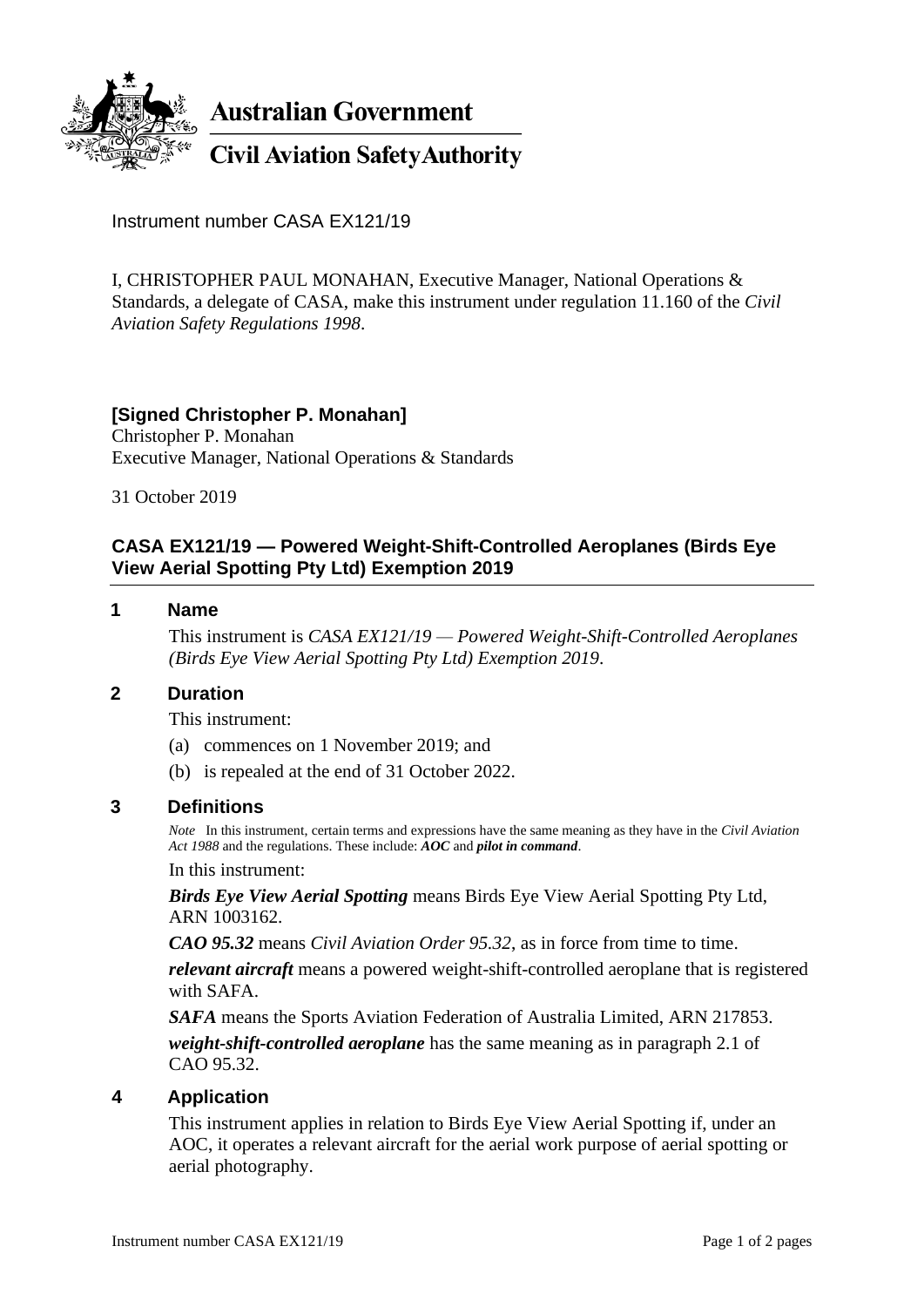**Australian Government**

**Civil Aviation Safety Authority**

Instrument number CASA EX121/19

I, CHRISTOPHER PAUL MONAHAN, Executive Manager, National Operations & Standards, a delegate of CASA, make this instrument under regulation 11.160 of the *Civil Aviation Safety Regulations 1998*.

**[Signed Christopher P. Monahan]**
Christopher P. Monahan
Executive Manager, National Operations & Standards

31 October 2019

## CASA EX121/19 — Powered Weight-Shift-Controlled Aeroplanes (Birds Eye View Aerial Spotting Pty Ltd) Exemption 2019

### 1 Name

This instrument is *CASA EX121/19 — Powered Weight-Shift-Controlled Aeroplanes (Birds Eye View Aerial Spotting Pty Ltd) Exemption 2019*.

### 2 Duration

This instrument:

(a) commences on 1 November 2019; and

(b) is repealed at the end of 31 October 2022.

### 3 Definitions

*Note* In this instrument, certain terms and expressions have the same meaning as they have in the *Civil Aviation Act 1988* and the regulations. These include: ***AOC*** and ***pilot in command***.

In this instrument:

***Birds Eye View Aerial Spotting*** means Birds Eye View Aerial Spotting Pty Ltd, ARN 1003162.

***CAO 95.32*** means *Civil Aviation Order 95.32*, as in force from time to time.

***relevant aircraft*** means a powered weight-shift-controlled aeroplane that is registered with SAFA.

***SAFA*** means the Sports Aviation Federation of Australia Limited, ARN 217853.

***weight-shift-controlled aeroplane*** has the same meaning as in paragraph 2.1 of CAO 95.32.

### 4 Application

This instrument applies in relation to Birds Eye View Aerial Spotting if, under an AOC, it operates a relevant aircraft for the aerial work purpose of aerial spotting or aerial photography.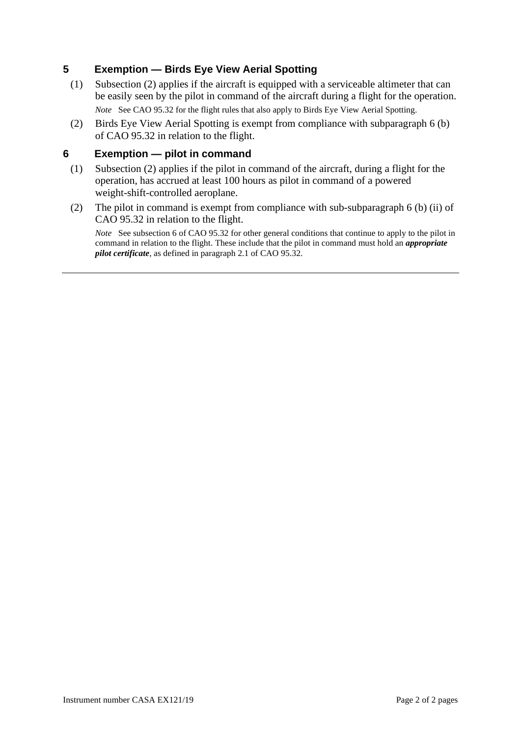## 5 Exemption — Birds Eye View Aerial Spotting

(1) Subsection (2) applies if the aircraft is equipped with a serviceable altimeter that can be easily seen by the pilot in command of the aircraft during a flight for the operation.

*Note* See CAO 95.32 for the flight rules that also apply to Birds Eye View Aerial Spotting.

(2) Birds Eye View Aerial Spotting is exempt from compliance with subparagraph 6 (b) of CAO 95.32 in relation to the flight.

## 6 Exemption — pilot in command

(1) Subsection (2) applies if the pilot in command of the aircraft, during a flight for the operation, has accrued at least 100 hours as pilot in command of a powered weight-shift-controlled aeroplane.

(2) The pilot in command is exempt from compliance with sub-subparagraph 6 (b) (ii) of CAO 95.32 in relation to the flight.

*Note* See subsection 6 of CAO 95.32 for other general conditions that continue to apply to the pilot in command in relation to the flight. These include that the pilot in command must hold an ***appropriate pilot certificate***, as defined in paragraph 2.1 of CAO 95.32.